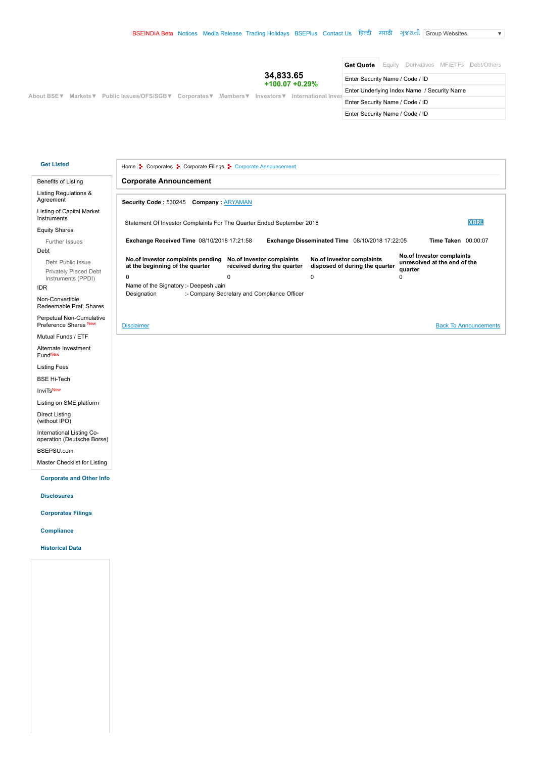BSEINDIA Beta Notices Media Release Trading Holidays BSEPlus Contact Us हिन्दी मराठी ગુજરાતી Group Websites

34,833.65
+100.07 +0.29%

About BSE Markets Public Issues/OFS/SGB Corporates Members Investors International Inves

Get Quote | Equity | Derivatives | MF/ETFs | Debt/Others

Enter Security Name / Code / ID
Enter Underlying Index Name / Security Name
Enter Security Name / Code / ID
Enter Security Name / Code / ID

**Get Listed**

- Benefits of Listing
- Listing Regulations & Agreement
- Listing of Capital Market Instruments
- Equity Shares
  - Further Issues
- Debt
  - Debt Public Issue
  - Privately Placed Debt Instruments (PPDI)
- IDR
- Non-Convertible Redeemable Pref. Shares
- Perpetual Non-Cumulative Preference Shares New
- Mutual Funds / ETF
- Alternate Investment Fund New
- Listing Fees
- BSE Hi-Tech
- InviTs New
- Listing on SME platform
- Direct Listing (without IPO)
- International Listing Co-operation (Deutsche Borse)
- BSEPSU.com
- Master Checklist for Listing

**Corporate and Other Info**

**Disclosures**

**Corporates Filings**

**Compliance**

**Historical Data**

Home > Corporates > Corporate Filings > Corporate Announcement

## Corporate Announcement

**Security Code :** 530245 **Company :** ARYAMAN

Statement Of Investor Complaints For The Quarter Ended September 2018 XBRL

**Exchange Received Time** 08/10/2018 17:21:58 **Exchange Disseminated Time** 08/10/2018 17:22:05 **Time Taken** 00:00:07

| No.of Investor complaints pending at the beginning of the quarter | No.of Investor complaints received during the quarter | No.of Investor complaints disposed of during the quarter | No.of Investor complaints unresolved at the end of the quarter |
|---|---|---|---|
| 0 | 0 | 0 | 0 |

Name of the Signatory :- Deepesh Jain
Designation :- Company Secretary and Compliance Officer

Disclaimer Back To Announcements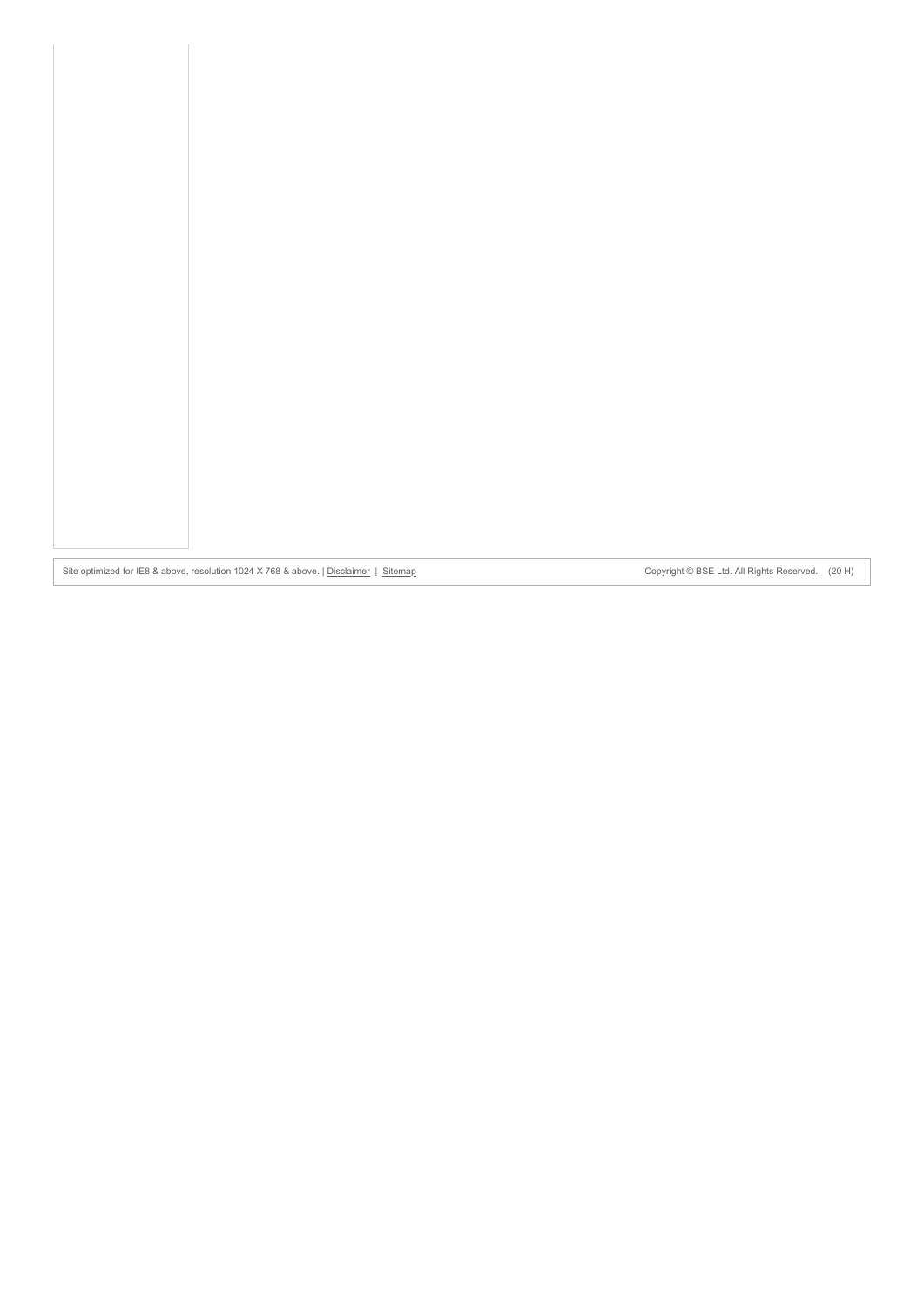Site optimized for IE8 & above, resolution 1024 X 768 & above. | Disclaimer | Sitemap

Copyright © BSE Ltd. All Rights Reserved. (20 H)